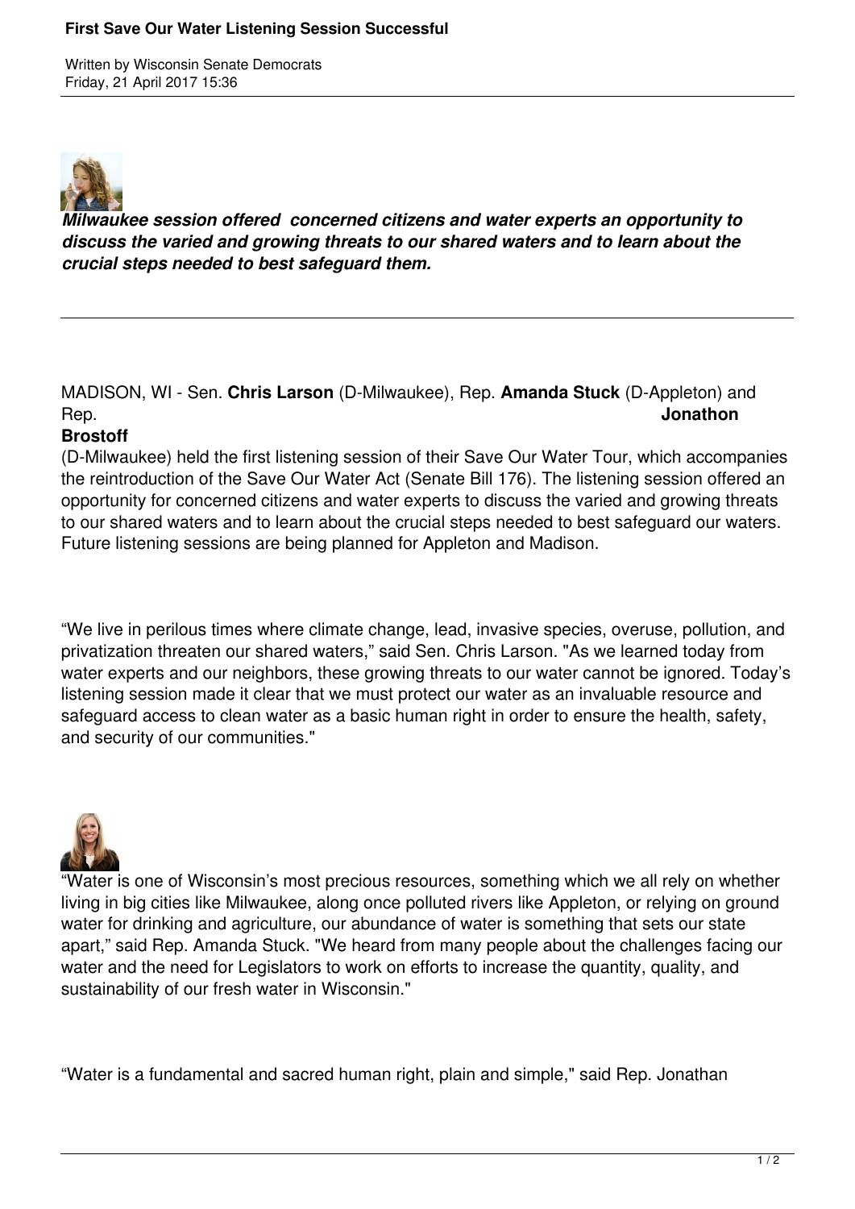# First Save Our Water Listening Session Successful

Written by Wisconsin Senate Democrats
Friday, 21 April 2017 15:36

***Milwaukee session offered concerned citizens and water experts an opportunity to discuss the varied and growing threats to our shared waters and to learn about the crucial steps needed to best safeguard them.***

MADISON, WI - Sen. **Chris Larson** (D-Milwaukee), Rep. **Amanda Stuck** (D-Appleton) and Rep. **Jonathon Brostoff** (D-Milwaukee) held the first listening session of their Save Our Water Tour, which accompanies the reintroduction of the Save Our Water Act (Senate Bill 176). The listening session offered an opportunity for concerned citizens and water experts to discuss the varied and growing threats to our shared waters and to learn about the crucial steps needed to best safeguard our waters. Future listening sessions are being planned for Appleton and Madison.

"We live in perilous times where climate change, lead, invasive species, overuse, pollution, and privatization threaten our shared waters," said Sen. Chris Larson. "As we learned today from water experts and our neighbors, these growing threats to our water cannot be ignored. Today's listening session made it clear that we must protect our water as an invaluable resource and safeguard access to clean water as a basic human right in order to ensure the health, safety, and security of our communities."

"Water is one of Wisconsin's most precious resources, something which we all rely on whether living in big cities like Milwaukee, along once polluted rivers like Appleton, or relying on ground water for drinking and agriculture, our abundance of water is something that sets our state apart," said Rep. Amanda Stuck. "We heard from many people about the challenges facing our water and the need for Legislators to work on efforts to increase the quantity, quality, and sustainability of our fresh water in Wisconsin."

"Water is a fundamental and sacred human right, plain and simple," said Rep. Jonathan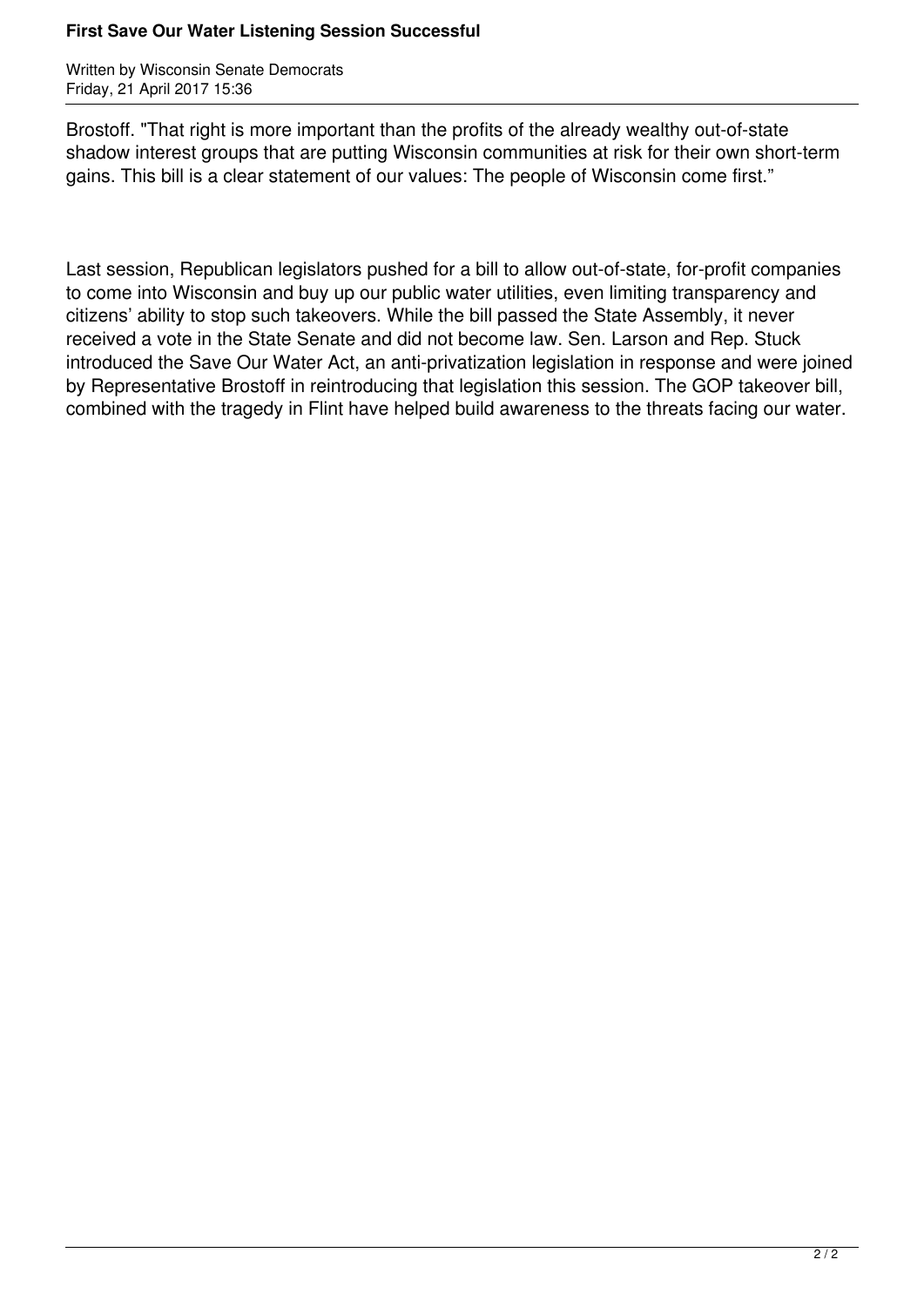Brostoff. "That right is more important than the profits of the already wealthy out-of-state shadow interest groups that are putting Wisconsin communities at risk for their own short-term gains. This bill is a clear statement of our values: The people of Wisconsin come first."

Last session, Republican legislators pushed for a bill to allow out-of-state, for-profit companies to come into Wisconsin and buy up our public water utilities, even limiting transparency and citizens' ability to stop such takeovers. While the bill passed the State Assembly, it never received a vote in the State Senate and did not become law. Sen. Larson and Rep. Stuck introduced the Save Our Water Act, an anti-privatization legislation in response and were joined by Representative Brostoff in reintroducing that legislation this session. The GOP takeover bill, combined with the tragedy in Flint have helped build awareness to the threats facing our water.